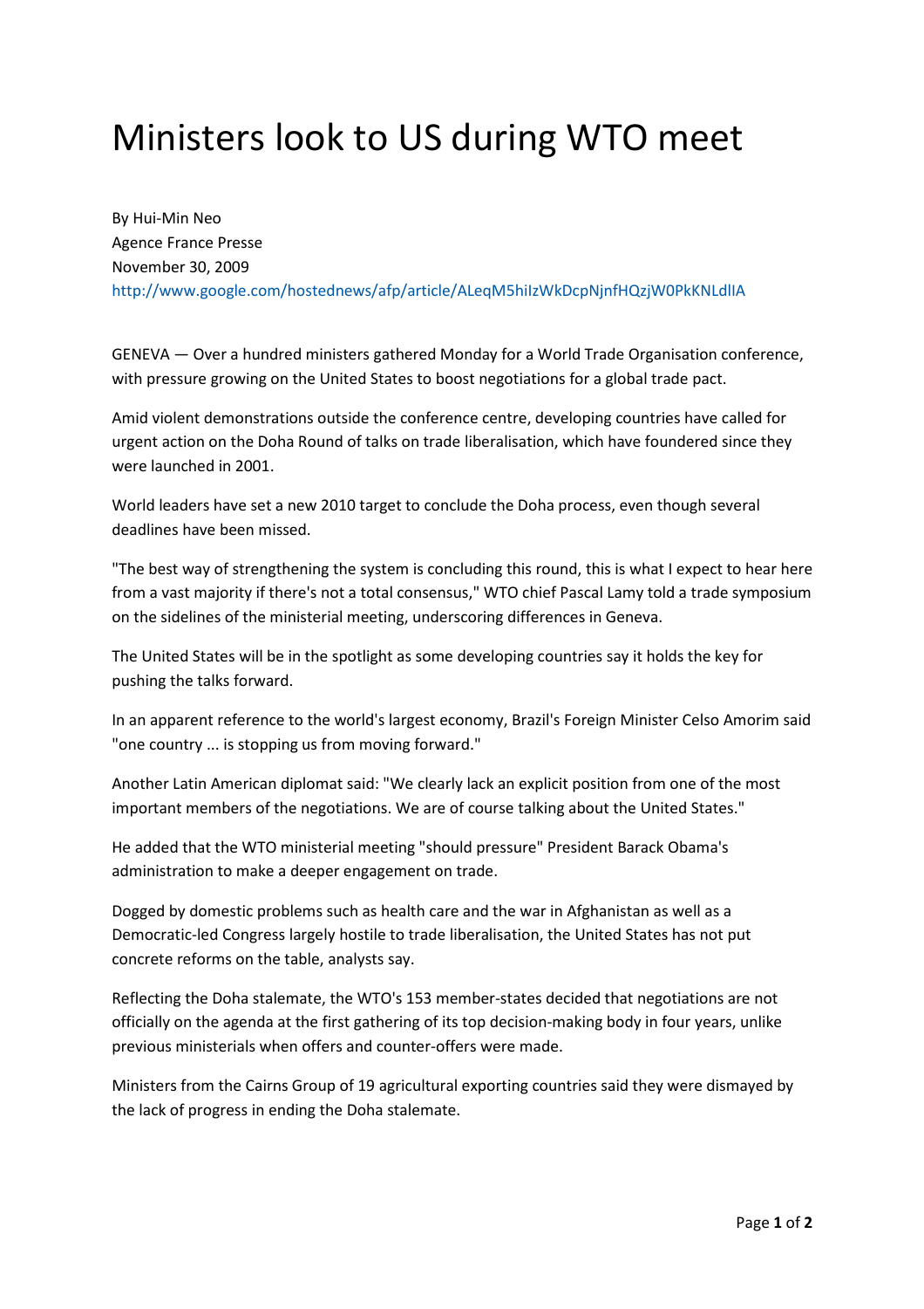# Ministers look to US during WTO meet

By Hui-Min Neo
Agence France Presse
November 30, 2009
http://www.google.com/hostednews/afp/article/ALeqM5hiIzWkDcpNjnfHQzjW0PkKNLdlIA

GENEVA — Over a hundred ministers gathered Monday for a World Trade Organisation conference, with pressure growing on the United States to boost negotiations for a global trade pact.

Amid violent demonstrations outside the conference centre, developing countries have called for urgent action on the Doha Round of talks on trade liberalisation, which have foundered since they were launched in 2001.

World leaders have set a new 2010 target to conclude the Doha process, even though several deadlines have been missed.

"The best way of strengthening the system is concluding this round, this is what I expect to hear here from a vast majority if there's not a total consensus," WTO chief Pascal Lamy told a trade symposium on the sidelines of the ministerial meeting, underscoring differences in Geneva.

The United States will be in the spotlight as some developing countries say it holds the key for pushing the talks forward.

In an apparent reference to the world's largest economy, Brazil's Foreign Minister Celso Amorim said "one country ... is stopping us from moving forward."

Another Latin American diplomat said: "We clearly lack an explicit position from one of the most important members of the negotiations. We are of course talking about the United States."

He added that the WTO ministerial meeting "should pressure" President Barack Obama's administration to make a deeper engagement on trade.

Dogged by domestic problems such as health care and the war in Afghanistan as well as a Democratic-led Congress largely hostile to trade liberalisation, the United States has not put concrete reforms on the table, analysts say.

Reflecting the Doha stalemate, the WTO's 153 member-states decided that negotiations are not officially on the agenda at the first gathering of its top decision-making body in four years, unlike previous ministerials when offers and counter-offers were made.

Ministers from the Cairns Group of 19 agricultural exporting countries said they were dismayed by the lack of progress in ending the Doha stalemate.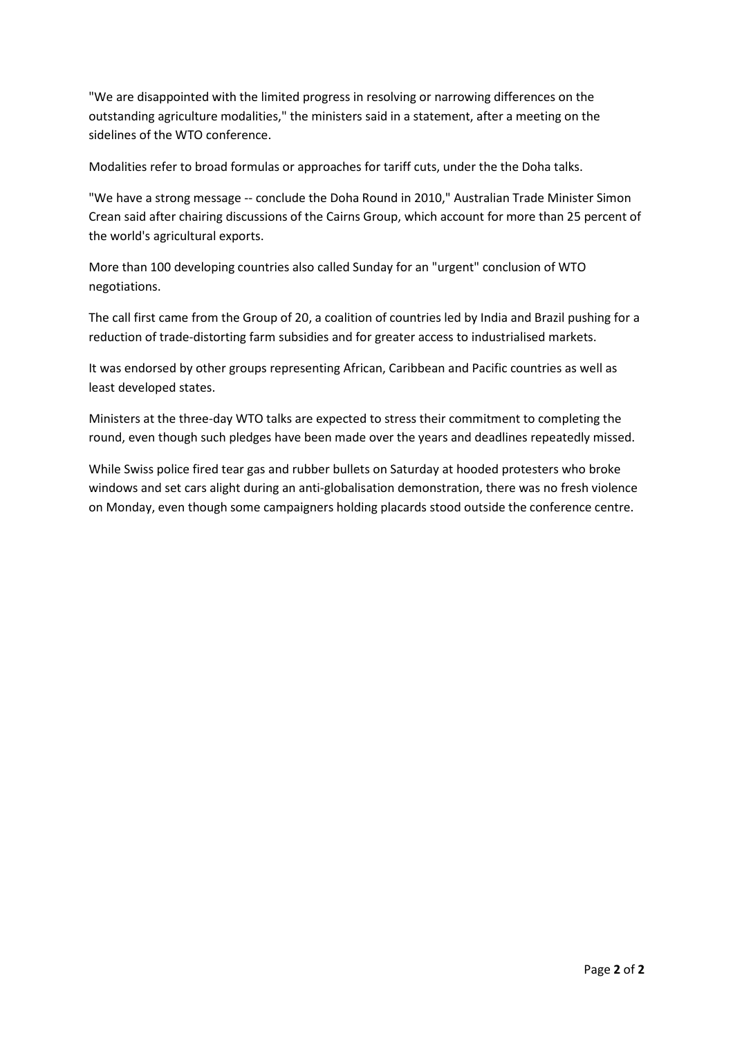"We are disappointed with the limited progress in resolving or narrowing differences on the outstanding agriculture modalities," the ministers said in a statement, after a meeting on the sidelines of the WTO conference.

Modalities refer to broad formulas or approaches for tariff cuts, under the the Doha talks.

"We have a strong message -- conclude the Doha Round in 2010," Australian Trade Minister Simon Crean said after chairing discussions of the Cairns Group, which account for more than 25 percent of the world's agricultural exports.

More than 100 developing countries also called Sunday for an "urgent" conclusion of WTO negotiations.

The call first came from the Group of 20, a coalition of countries led by India and Brazil pushing for a reduction of trade-distorting farm subsidies and for greater access to industrialised markets.

It was endorsed by other groups representing African, Caribbean and Pacific countries as well as least developed states.

Ministers at the three-day WTO talks are expected to stress their commitment to completing the round, even though such pledges have been made over the years and deadlines repeatedly missed.

While Swiss police fired tear gas and rubber bullets on Saturday at hooded protesters who broke windows and set cars alight during an anti-globalisation demonstration, there was no fresh violence on Monday, even though some campaigners holding placards stood outside the conference centre.